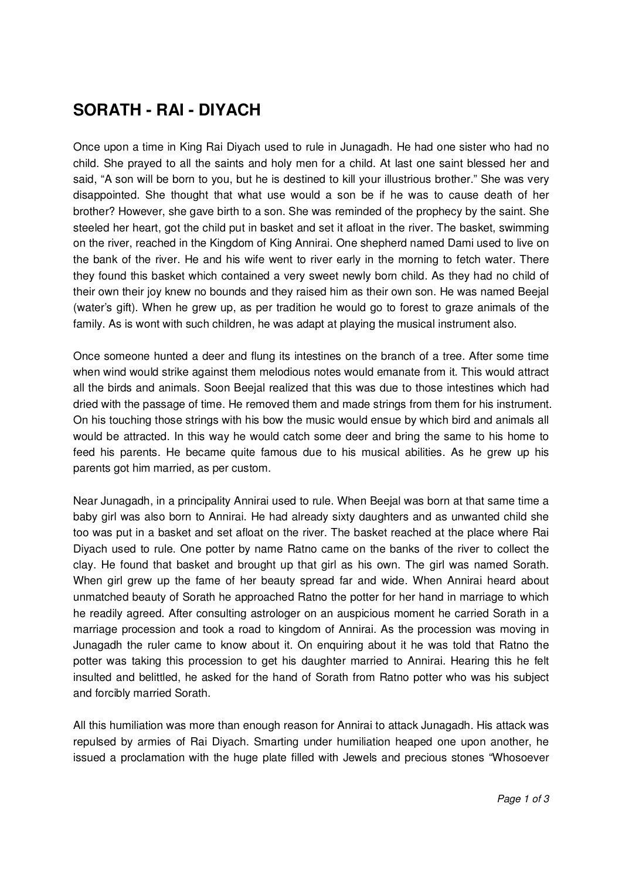# SORATH - RAI - DIYACH

Once upon a time in King Rai Diyach used to rule in Junagadh. He had one sister who had no child. She prayed to all the saints and holy men for a child. At last one saint blessed her and said, "A son will be born to you, but he is destined to kill your illustrious brother." She was very disappointed. She thought that what use would a son be if he was to cause death of her brother? However, she gave birth to a son. She was reminded of the prophecy by the saint. She steeled her heart, got the child put in basket and set it afloat in the river. The basket, swimming on the river, reached in the Kingdom of King Annirai. One shepherd named Dami used to live on the bank of the river. He and his wife went to river early in the morning to fetch water. There they found this basket which contained a very sweet newly born child. As they had no child of their own their joy knew no bounds and they raised him as their own son. He was named Beejal (water's gift). When he grew up, as per tradition he would go to forest to graze animals of the family. As is wont with such children, he was adapt at playing the musical instrument also.

Once someone hunted a deer and flung its intestines on the branch of a tree. After some time when wind would strike against them melodious notes would emanate from it. This would attract all the birds and animals. Soon Beejal realized that this was due to those intestines which had dried with the passage of time. He removed them and made strings from them for his instrument. On his touching those strings with his bow the music would ensue by which bird and animals all would be attracted. In this way he would catch some deer and bring the same to his home to feed his parents. He became quite famous due to his musical abilities. As he grew up his parents got him married, as per custom.

Near Junagadh, in a principality Annirai used to rule. When Beejal was born at that same time a baby girl was also born to Annirai. He had already sixty daughters and as unwanted child she too was put in a basket and set afloat on the river. The basket reached at the place where Rai Diyach used to rule. One potter by name Ratno came on the banks of the river to collect the clay. He found that basket and brought up that girl as his own. The girl was named Sorath. When girl grew up the fame of her beauty spread far and wide. When Annirai heard about unmatched beauty of Sorath he approached Ratno the potter for her hand in marriage to which he readily agreed. After consulting astrologer on an auspicious moment he carried Sorath in a marriage procession and took a road to kingdom of Annirai. As the procession was moving in Junagadh the ruler came to know about it. On enquiring about it he was told that Ratno the potter was taking this procession to get his daughter married to Annirai. Hearing this he felt insulted and belittled, he asked for the hand of Sorath from Ratno potter who was his subject and forcibly married Sorath.

All this humiliation was more than enough reason for Annirai to attack Junagadh. His attack was repulsed by armies of Rai Diyach. Smarting under humiliation heaped one upon another, he issued a proclamation with the huge plate filled with Jewels and precious stones "Whosoever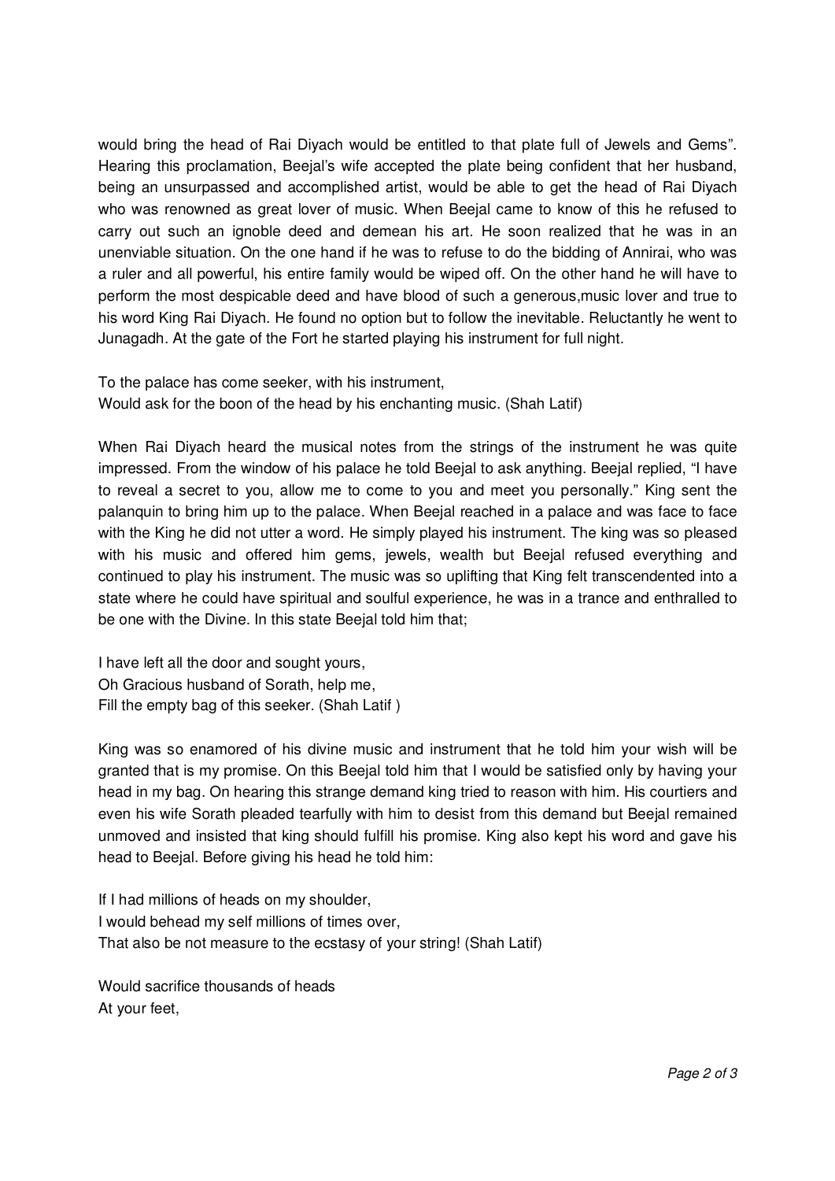would bring the head of Rai Diyach would be entitled to that plate full of Jewels and Gems". Hearing this proclamation, Beejal's wife accepted the plate being confident that her husband, being an unsurpassed and accomplished artist, would be able to get the head of Rai Diyach who was renowned as great lover of music. When Beejal came to know of this he refused to carry out such an ignoble deed and demean his art. He soon realized that he was in an unenviable situation. On the one hand if he was to refuse to do the bidding of Annirai, who was a ruler and all powerful, his entire family would be wiped off. On the other hand he will have to perform the most despicable deed and have blood of such a generous,music lover and true to his word King Rai Diyach. He found no option but to follow the inevitable. Reluctantly he went to Junagadh. At the gate of the Fort he started playing his instrument for full night.

To the palace has come seeker, with his instrument,  
Would ask for the boon of the head by his enchanting music. (Shah Latif)

When Rai Diyach heard the musical notes from the strings of the instrument he was quite impressed. From the window of his palace he told Beejal to ask anything. Beejal replied, "I have to reveal a secret to you, allow me to come to you and meet you personally." King sent the palanquin to bring him up to the palace. When Beejal reached in a palace and was face to face with the King he did not utter a word. He simply played his instrument. The king was so pleased with his music and offered him gems, jewels, wealth but Beejal refused everything and continued to play his instrument. The music was so uplifting that King felt transcendented into a state where he could have spiritual and soulful experience, he was in a trance and enthralled to be one with the Divine. In this state Beejal told him that;

I have left all the door and sought yours,  
Oh Gracious husband of Sorath, help me,  
Fill the empty bag of this seeker. (Shah Latif )

King was so enamored of his divine music and instrument that he told him your wish will be granted that is my promise. On this Beejal told him that I would be satisfied only by having your head in my bag. On hearing this strange demand king tried to reason with him. His courtiers and even his wife Sorath pleaded tearfully with him to desist from this demand but Beejal remained unmoved and insisted that king should fulfill his promise. King also kept his word and gave his head to Beejal. Before giving his head he told him:

If I had millions of heads on my shoulder,  
I would behead my self millions of times over,  
That also be not measure to the ecstasy of your string! (Shah Latif)

Would sacrifice thousands of heads  
At your feet,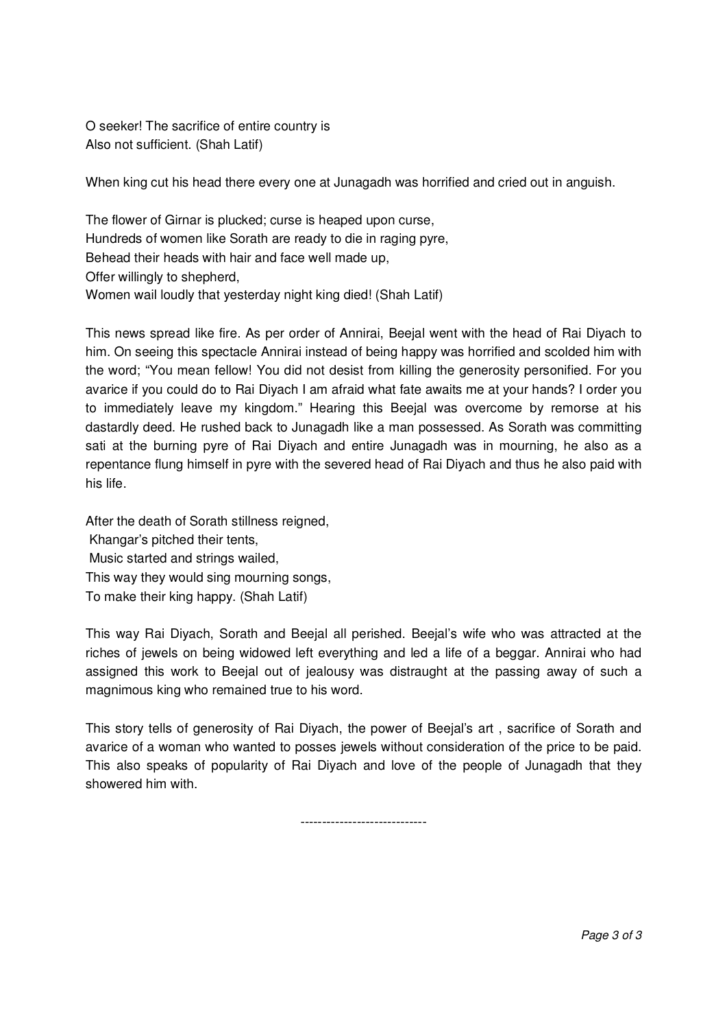O seeker! The sacrifice of entire country is
Also not sufficient. (Shah Latif)

When king cut his head there every one at Junagadh was horrified and cried out in anguish.

The flower of Girnar is plucked; curse is heaped upon curse,
Hundreds of women like Sorath are ready to die in raging pyre,
Behead their heads with hair and face well made up,
Offer willingly to shepherd,
Women wail loudly that yesterday night king died! (Shah Latif)

This news spread like fire. As per order of Annirai, Beejal went with the head of Rai Diyach to him. On seeing this spectacle Annirai instead of being happy was horrified and scolded him with the word; "You mean fellow! You did not desist from killing the generosity personified. For you avarice if you could do to Rai Diyach I am afraid what fate awaits me at your hands? I order you to immediately leave my kingdom." Hearing this Beejal was overcome by remorse at his dastardly deed. He rushed back to Junagadh like a man possessed. As Sorath was committing sati at the burning pyre of Rai Diyach and entire Junagadh was in mourning, he also as a repentance flung himself in pyre with the severed head of Rai Diyach and thus he also paid with his life.

After the death of Sorath stillness reigned,
Khangar's pitched their tents,
Music started and strings wailed,
This way they would sing mourning songs,
To make their king happy. (Shah Latif)

This way Rai Diyach, Sorath and Beejal all perished. Beejal's wife who was attracted at the riches of jewels on being widowed left everything and led a life of a beggar. Annirai who had assigned this work to Beejal out of jealousy was distraught at the passing away of such a magnimous king who remained true to his word.

This story tells of generosity of Rai Diyach, the power of Beejal's art , sacrifice of Sorath and avarice of a woman who wanted to posses jewels without consideration of the price to be paid. This also speaks of popularity of Rai Diyach and love of the people of Junagadh that they showered him with.

-----------------------------